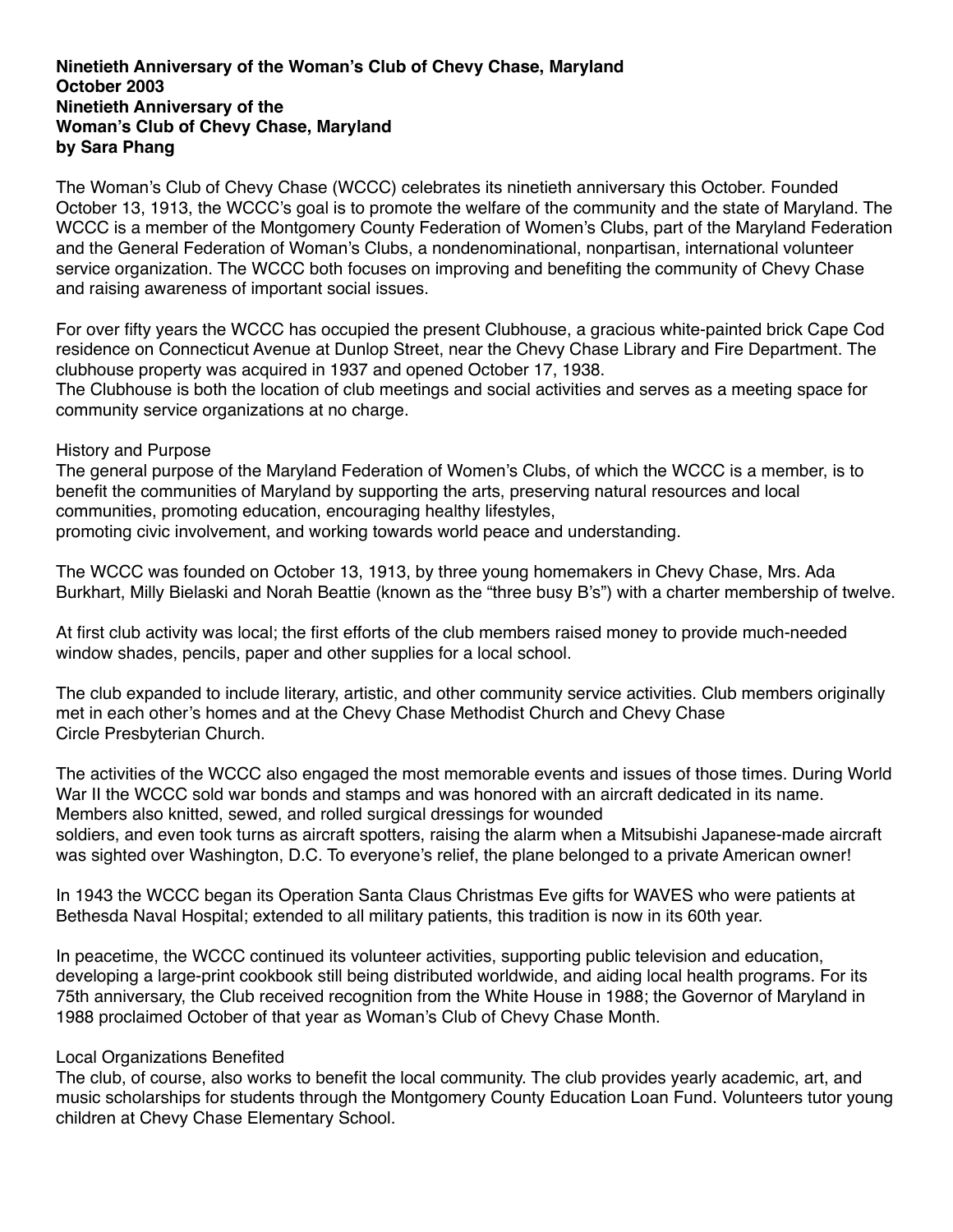**Ninetieth Anniversary of the Woman's Club of Chevy Chase, Maryland**
**October 2003**
**Ninetieth Anniversary of the**
**Woman's Club of Chevy Chase, Maryland**
**by Sara Phang**

The Woman's Club of Chevy Chase (WCCC) celebrates its ninetieth anniversary this October. Founded October 13, 1913, the WCCC's goal is to promote the welfare of the community and the state of Maryland. The WCCC is a member of the Montgomery County Federation of Women's Clubs, part of the Maryland Federation and the General Federation of Woman's Clubs, a nondenominational, nonpartisan, international volunteer service organization. The WCCC both focuses on improving and benefiting the community of Chevy Chase and raising awareness of important social issues.

For over fifty years the WCCC has occupied the present Clubhouse, a gracious white-painted brick Cape Cod residence on Connecticut Avenue at Dunlop Street, near the Chevy Chase Library and Fire Department. The clubhouse property was acquired in 1937 and opened October 17, 1938.
The Clubhouse is both the location of club meetings and social activities and serves as a meeting space for community service organizations at no charge.

History and Purpose

The general purpose of the Maryland Federation of Women's Clubs, of which the WCCC is a member, is to benefit the communities of Maryland by supporting the arts, preserving natural resources and local communities, promoting education, encouraging healthy lifestyles,
promoting civic involvement, and working towards world peace and understanding.

The WCCC was founded on October 13, 1913, by three young homemakers in Chevy Chase, Mrs. Ada Burkhart, Milly Bielaski and Norah Beattie (known as the "three busy B's") with a charter membership of twelve.

At first club activity was local; the first efforts of the club members raised money to provide much-needed window shades, pencils, paper and other supplies for a local school.

The club expanded to include literary, artistic, and other community service activities. Club members originally met in each other's homes and at the Chevy Chase Methodist Church and Chevy Chase Circle Presbyterian Church.

The activities of the WCCC also engaged the most memorable events and issues of those times. During World War II the WCCC sold war bonds and stamps and was honored with an aircraft dedicated in its name. Members also knitted, sewed, and rolled surgical dressings for wounded
soldiers, and even took turns as aircraft spotters, raising the alarm when a Mitsubishi Japanese-made aircraft was sighted over Washington, D.C. To everyone's relief, the plane belonged to a private American owner!

In 1943 the WCCC began its Operation Santa Claus Christmas Eve gifts for WAVES who were patients at Bethesda Naval Hospital; extended to all military patients, this tradition is now in its 60th year.

In peacetime, the WCCC continued its volunteer activities, supporting public television and education, developing a large-print cookbook still being distributed worldwide, and aiding local health programs. For its 75th anniversary, the Club received recognition from the White House in 1988; the Governor of Maryland in 1988 proclaimed October of that year as Woman's Club of Chevy Chase Month.

Local Organizations Benefited

The club, of course, also works to benefit the local community. The club provides yearly academic, art, and music scholarships for students through the Montgomery County Education Loan Fund. Volunteers tutor young children at Chevy Chase Elementary School.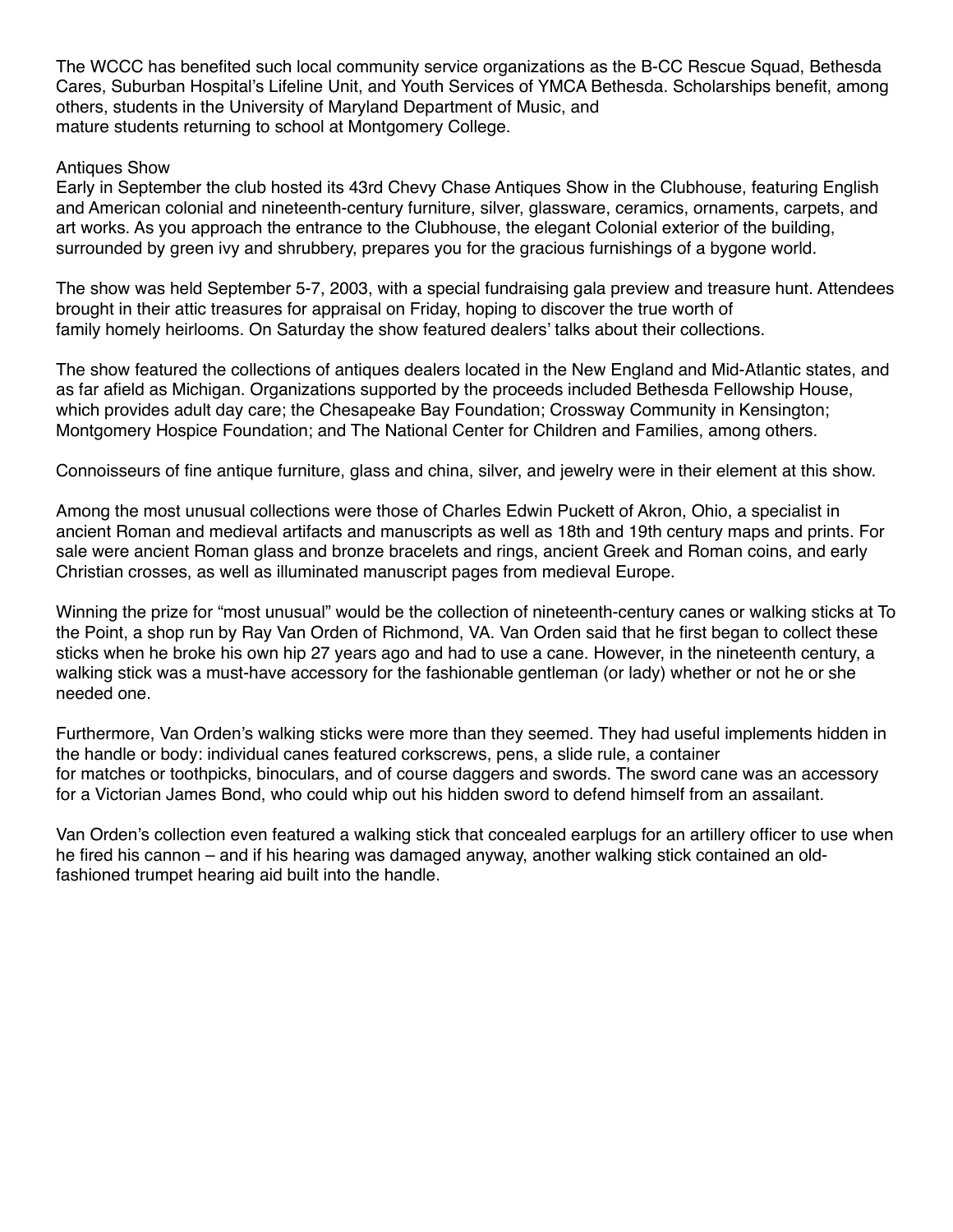The WCCC has benefited such local community service organizations as the B-CC Rescue Squad, Bethesda Cares, Suburban Hospital's Lifeline Unit, and Youth Services of YMCA Bethesda. Scholarships benefit, among others, students in the University of Maryland Department of Music, and mature students returning to school at Montgomery College.

## Antiques Show

Early in September the club hosted its 43rd Chevy Chase Antiques Show in the Clubhouse, featuring English and American colonial and nineteenth-century furniture, silver, glassware, ceramics, ornaments, carpets, and art works. As you approach the entrance to the Clubhouse, the elegant Colonial exterior of the building, surrounded by green ivy and shrubbery, prepares you for the gracious furnishings of a bygone world.

The show was held September 5-7, 2003, with a special fundraising gala preview and treasure hunt. Attendees brought in their attic treasures for appraisal on Friday, hoping to discover the true worth of family homely heirlooms. On Saturday the show featured dealers' talks about their collections.

The show featured the collections of antiques dealers located in the New England and Mid-Atlantic states, and as far afield as Michigan. Organizations supported by the proceeds included Bethesda Fellowship House, which provides adult day care; the Chesapeake Bay Foundation; Crossway Community in Kensington; Montgomery Hospice Foundation; and The National Center for Children and Families, among others.

Connoisseurs of fine antique furniture, glass and china, silver, and jewelry were in their element at this show.

Among the most unusual collections were those of Charles Edwin Puckett of Akron, Ohio, a specialist in ancient Roman and medieval artifacts and manuscripts as well as 18th and 19th century maps and prints. For sale were ancient Roman glass and bronze bracelets and rings, ancient Greek and Roman coins, and early Christian crosses, as well as illuminated manuscript pages from medieval Europe.

Winning the prize for "most unusual" would be the collection of nineteenth-century canes or walking sticks at To the Point, a shop run by Ray Van Orden of Richmond, VA. Van Orden said that he first began to collect these sticks when he broke his own hip 27 years ago and had to use a cane. However, in the nineteenth century, a walking stick was a must-have accessory for the fashionable gentleman (or lady) whether or not he or she needed one.

Furthermore, Van Orden's walking sticks were more than they seemed. They had useful implements hidden in the handle or body: individual canes featured corkscrews, pens, a slide rule, a container for matches or toothpicks, binoculars, and of course daggers and swords. The sword cane was an accessory for a Victorian James Bond, who could whip out his hidden sword to defend himself from an assailant.

Van Orden's collection even featured a walking stick that concealed earplugs for an artillery officer to use when he fired his cannon – and if his hearing was damaged anyway, another walking stick contained an old-fashioned trumpet hearing aid built into the handle.